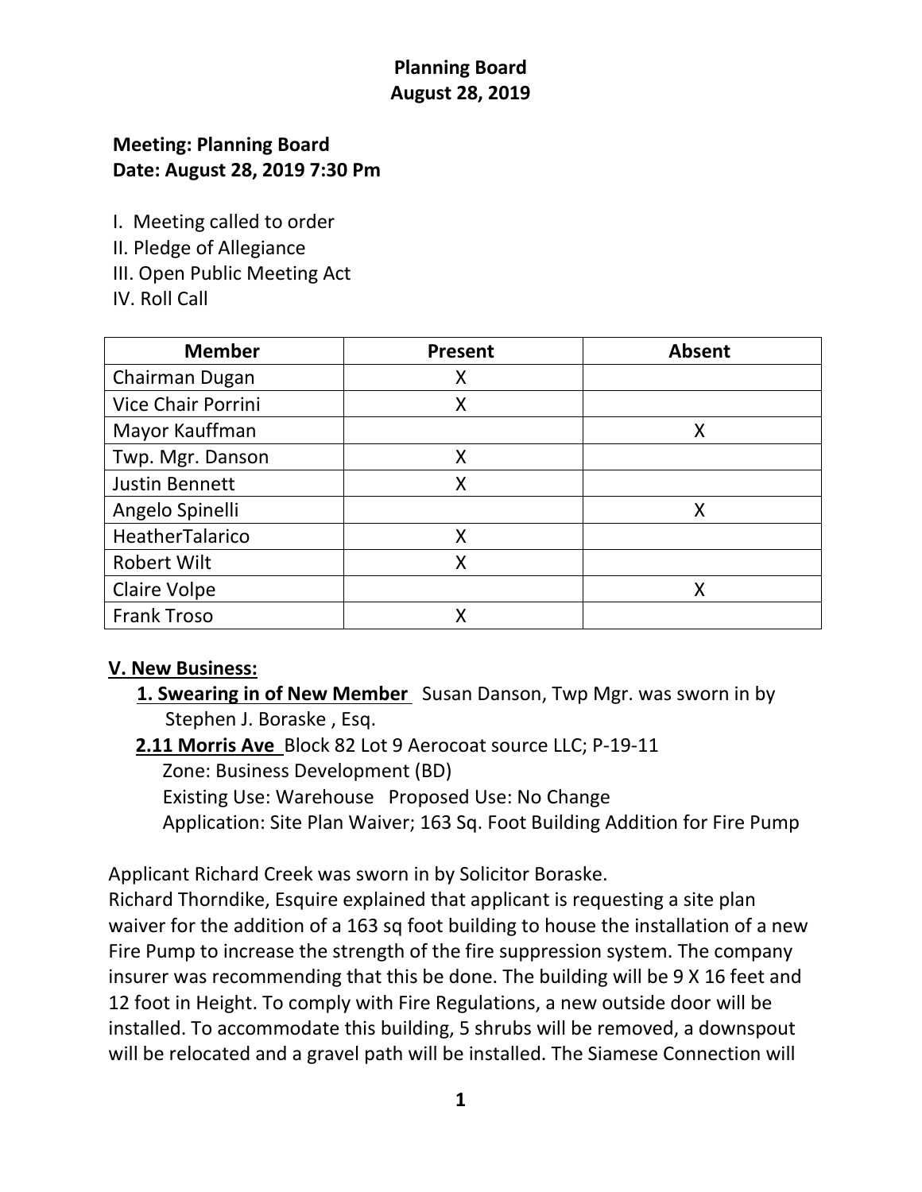# Planning Board
## August 28, 2019

**Meeting: Planning Board**
**Date: August 28, 2019 7:30 Pm**

I. Meeting called to order
II. Pledge of Allegiance
III. Open Public Meeting Act
IV. Roll Call

| Member | Present | Absent |
|---|---|---|
| Chairman Dugan | X | |
| Vice Chair Porrini | X | |
| Mayor Kauffman | | X |
| Twp. Mgr. Danson | X | |
| Justin Bennett | X | |
| Angelo Spinelli | | X |
| HeatherTalarico | X | |
| Robert Wilt | X | |
| Claire Volpe | | X |
| Frank Troso | X | |

**V. New Business:**

**1. Swearing in of New Member** Susan Danson, Twp Mgr. was sworn in by Stephen J. Boraske , Esq.

**2.11 Morris Ave** Block 82 Lot 9 Aerocoat source LLC; P-19-11
Zone: Business Development (BD)
Existing Use: Warehouse Proposed Use: No Change
Application: Site Plan Waiver; 163 Sq. Foot Building Addition for Fire Pump

Applicant Richard Creek was sworn in by Solicitor Boraske.
Richard Thorndike, Esquire explained that applicant is requesting a site plan waiver for the addition of a 163 sq foot building to house the installation of a new Fire Pump to increase the strength of the fire suppression system. The company insurer was recommending that this be done. The building will be 9 X 16 feet and 12 foot in Height. To comply with Fire Regulations, a new outside door will be installed. To accommodate this building, 5 shrubs will be removed, a downspout will be relocated and a gravel path will be installed. The Siamese Connection will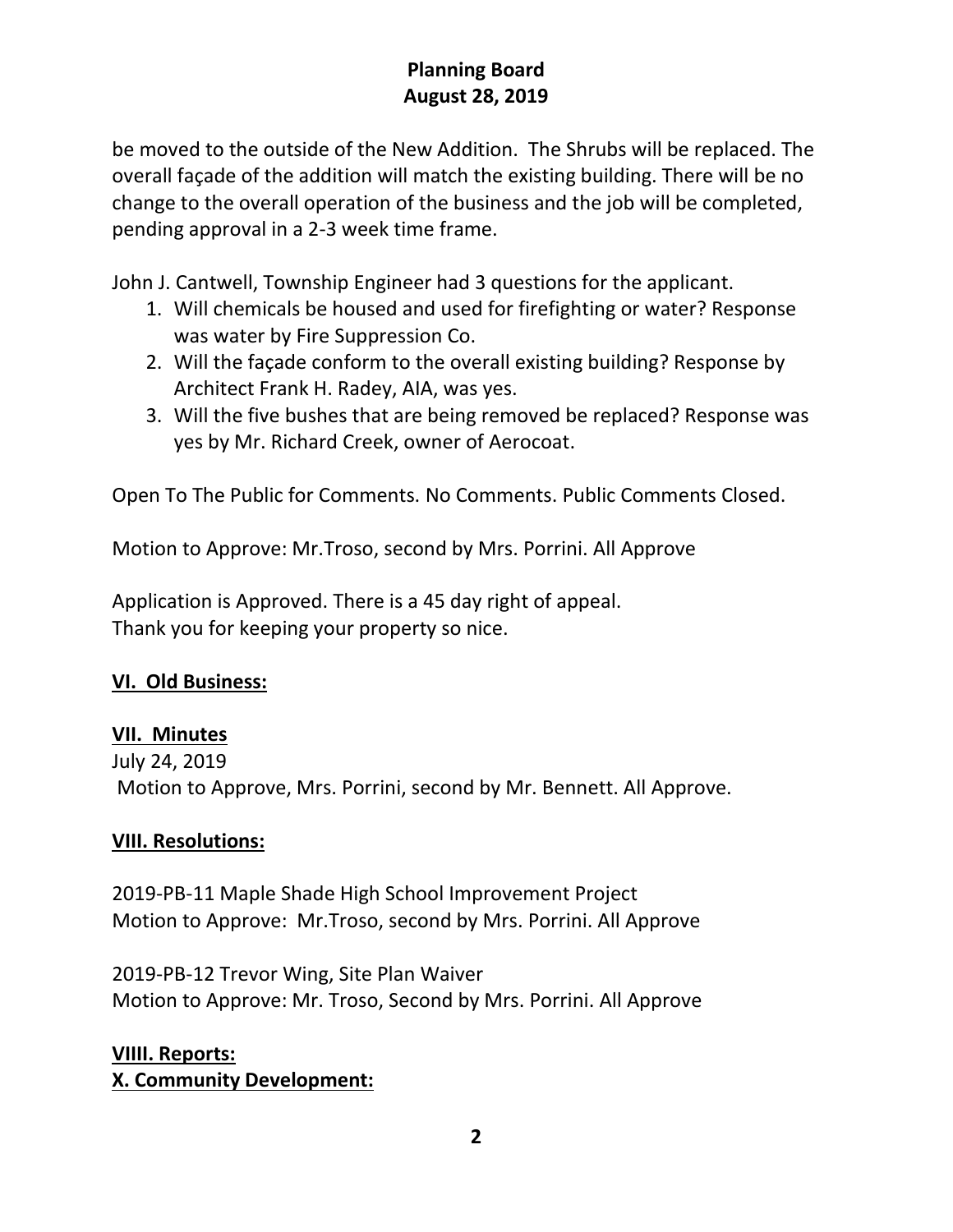be moved to the outside of the New Addition. The Shrubs will be replaced. The overall façade of the addition will match the existing building. There will be no change to the overall operation of the business and the job will be completed, pending approval in a 2-3 week time frame.

John J. Cantwell, Township Engineer had 3 questions for the applicant.

1. Will chemicals be housed and used for firefighting or water? Response was water by Fire Suppression Co.
2. Will the façade conform to the overall existing building? Response by Architect Frank H. Radey, AIA, was yes.
3. Will the five bushes that are being removed be replaced? Response was yes by Mr. Richard Creek, owner of Aerocoat.

Open To The Public for Comments. No Comments. Public Comments Closed.

Motion to Approve: Mr.Troso, second by Mrs. Porrini. All Approve

Application is Approved. There is a 45 day right of appeal.
Thank you for keeping your property so nice.

**VI. Old Business:**

**VII. Minutes**

July 24, 2019
Motion to Approve, Mrs. Porrini, second by Mr. Bennett. All Approve.

**VIII. Resolutions:**

2019-PB-11 Maple Shade High School Improvement Project
Motion to Approve: Mr.Troso, second by Mrs. Porrini. All Approve

2019-PB-12 Trevor Wing, Site Plan Waiver
Motion to Approve: Mr. Troso, Second by Mrs. Porrini. All Approve

**VIIII. Reports:**

**X. Community Development:**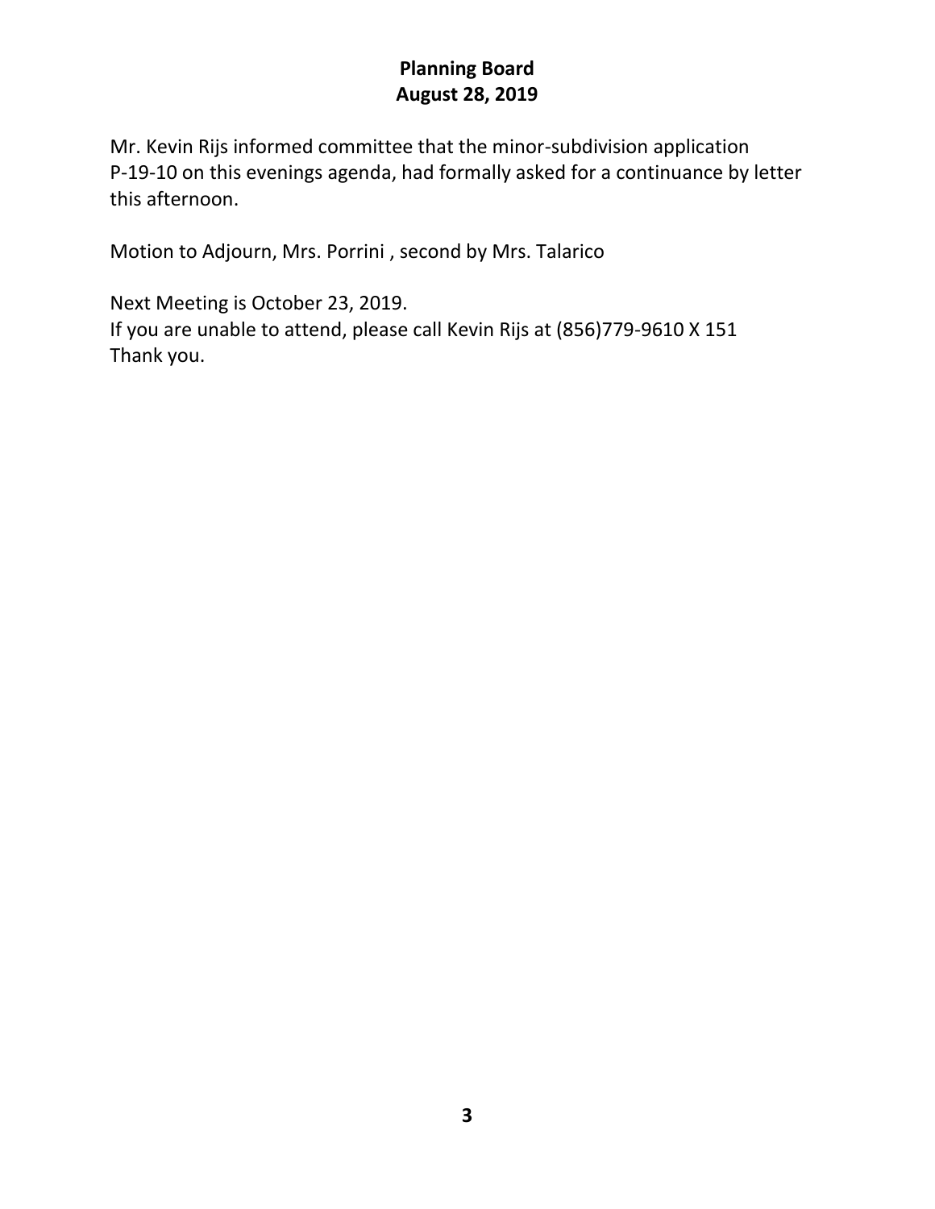**Planning Board**
**August 28, 2019**

Mr. Kevin Rijs informed committee that the minor-subdivision application P-19-10 on this evenings agenda, had formally asked for a continuance by letter this afternoon.

Motion to Adjourn, Mrs. Porrini , second by Mrs. Talarico

Next Meeting is October 23, 2019.
If you are unable to attend, please call Kevin Rijs at (856)779-9610 X 151
Thank you.